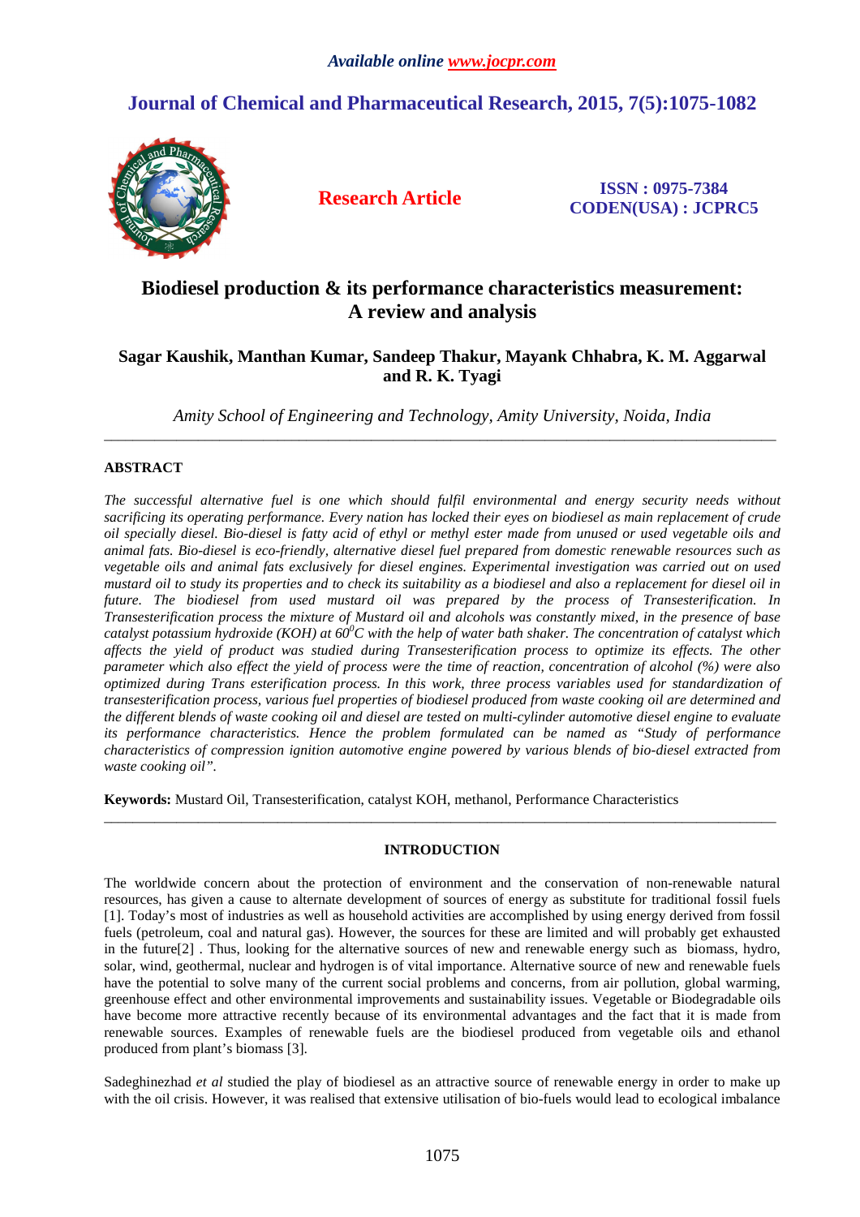*Available online www.jocpr.com*

# Journal of Chemical and Pharmaceutical Research, 2015, 7(5):1075-1082

**Research Article**

**ISSN : 0975-7384**
**CODEN(USA) : JCPRC5**

# Biodiesel production & its performance characteristics measurement: A review and analysis

**Sagar Kaushik, Manthan Kumar, Sandeep Thakur, Mayank Chhabra, K. M. Aggarwal and R. K. Tyagi**

*Amity School of Engineering and Technology, Amity University, Noida, India*

---

## ABSTRACT

*The successful alternative fuel is one which should fulfil environmental and energy security needs without sacrificing its operating performance. Every nation has locked their eyes on biodiesel as main replacement of crude oil specially diesel. Bio-diesel is fatty acid of ethyl or methyl ester made from unused or used vegetable oils and animal fats. Bio-diesel is eco-friendly, alternative diesel fuel prepared from domestic renewable resources such as vegetable oils and animal fats exclusively for diesel engines. Experimental investigation was carried out on used mustard oil to study its properties and to check its suitability as a biodiesel and also a replacement for diesel oil in future. The biodiesel from used mustard oil was prepared by the process of Transesterification. In Transesterification process the mixture of Mustard oil and alcohols was constantly mixed, in the presence of base catalyst potassium hydroxide (KOH) at $60^0C$ with the help of water bath shaker. The concentration of catalyst which affects the yield of product was studied during Transesterification process to optimize its effects. The other parameter which also effect the yield of process were the time of reaction, concentration of alcohol (%) were also optimized during Trans esterification process. In this work, three process variables used for standardization of transesterification process, various fuel properties of biodiesel produced from waste cooking oil are determined and the different blends of waste cooking oil and diesel are tested on multi-cylinder automotive diesel engine to evaluate its performance characteristics. Hence the problem formulated can be named as "Study of performance characteristics of compression ignition automotive engine powered by various blends of bio-diesel extracted from waste cooking oil".*

**Keywords:** Mustard Oil, Transesterification, catalyst KOH, methanol, Performance Characteristics

---

## INTRODUCTION

The worldwide concern about the protection of environment and the conservation of non-renewable natural resources, has given a cause to alternate development of sources of energy as substitute for traditional fossil fuels [1]. Today's most of industries as well as household activities are accomplished by using energy derived from fossil fuels (petroleum, coal and natural gas). However, the sources for these are limited and will probably get exhausted in the future[2] . Thus, looking for the alternative sources of new and renewable energy such as biomass, hydro, solar, wind, geothermal, nuclear and hydrogen is of vital importance. Alternative source of new and renewable fuels have the potential to solve many of the current social problems and concerns, from air pollution, global warming, greenhouse effect and other environmental improvements and sustainability issues. Vegetable or Biodegradable oils have become more attractive recently because of its environmental advantages and the fact that it is made from renewable sources. Examples of renewable fuels are the biodiesel produced from vegetable oils and ethanol produced from plant's biomass [3].

Sadeghinezhad *et al* studied the play of biodiesel as an attractive source of renewable energy in order to make up with the oil crisis. However, it was realised that extensive utilisation of bio-fuels would lead to ecological imbalance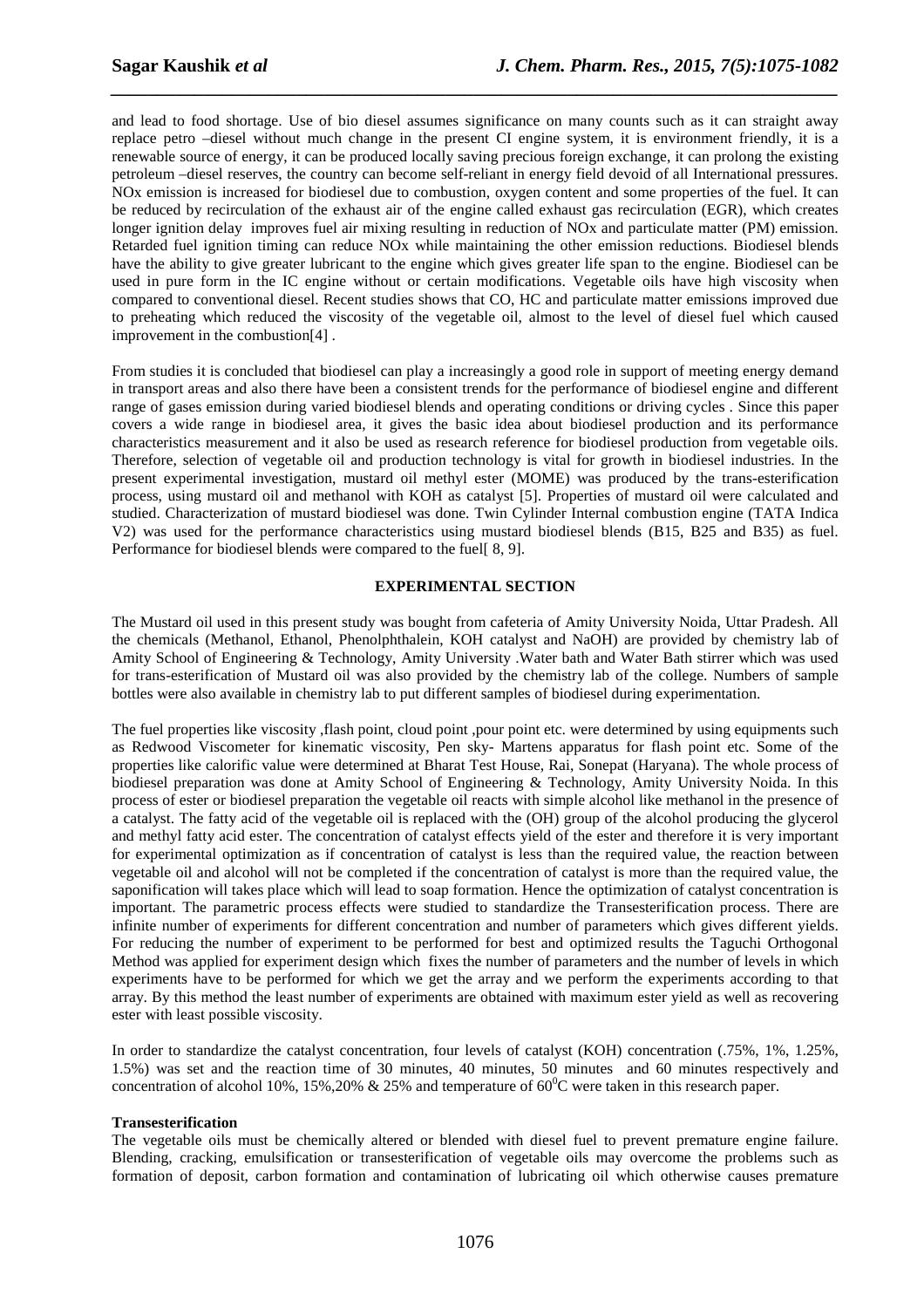and lead to food shortage. Use of bio diesel assumes significance on many counts such as it can straight away replace petro –diesel without much change in the present CI engine system, it is environment friendly, it is a renewable source of energy, it can be produced locally saving precious foreign exchange, it can prolong the existing petroleum –diesel reserves, the country can become self-reliant in energy field devoid of all International pressures. NOx emission is increased for biodiesel due to combustion, oxygen content and some properties of the fuel. It can be reduced by recirculation of the exhaust air of the engine called exhaust gas recirculation (EGR), which creates longer ignition delay improves fuel air mixing resulting in reduction of NOx and particulate matter (PM) emission. Retarded fuel ignition timing can reduce NOx while maintaining the other emission reductions. Biodiesel blends have the ability to give greater lubricant to the engine which gives greater life span to the engine. Biodiesel can be used in pure form in the IC engine without or certain modifications. Vegetable oils have high viscosity when compared to conventional diesel. Recent studies shows that CO, HC and particulate matter emissions improved due to preheating which reduced the viscosity of the vegetable oil, almost to the level of diesel fuel which caused improvement in the combustion[4] .

From studies it is concluded that biodiesel can play a increasingly a good role in support of meeting energy demand in transport areas and also there have been a consistent trends for the performance of biodiesel engine and different range of gases emission during varied biodiesel blends and operating conditions or driving cycles . Since this paper covers a wide range in biodiesel area, it gives the basic idea about biodiesel production and its performance characteristics measurement and it also be used as research reference for biodiesel production from vegetable oils. Therefore, selection of vegetable oil and production technology is vital for growth in biodiesel industries. In the present experimental investigation, mustard oil methyl ester (MOME) was produced by the trans-esterification process, using mustard oil and methanol with KOH as catalyst [5]. Properties of mustard oil were calculated and studied. Characterization of mustard biodiesel was done. Twin Cylinder Internal combustion engine (TATA Indica V2) was used for the performance characteristics using mustard biodiesel blends (B15, B25 and B35) as fuel. Performance for biodiesel blends were compared to the fuel[ 8, 9].

## EXPERIMENTAL SECTION

The Mustard oil used in this present study was bought from cafeteria of Amity University Noida, Uttar Pradesh. All the chemicals (Methanol, Ethanol, Phenolphthalein, KOH catalyst and NaOH) are provided by chemistry lab of Amity School of Engineering & Technology, Amity University .Water bath and Water Bath stirrer which was used for trans-esterification of Mustard oil was also provided by the chemistry lab of the college. Numbers of sample bottles were also available in chemistry lab to put different samples of biodiesel during experimentation.

The fuel properties like viscosity ,flash point, cloud point ,pour point etc. were determined by using equipments such as Redwood Viscometer for kinematic viscosity, Pen sky- Martens apparatus for flash point etc. Some of the properties like calorific value were determined at Bharat Test House, Rai, Sonepat (Haryana). The whole process of biodiesel preparation was done at Amity School of Engineering & Technology, Amity University Noida. In this process of ester or biodiesel preparation the vegetable oil reacts with simple alcohol like methanol in the presence of a catalyst. The fatty acid of the vegetable oil is replaced with the (OH) group of the alcohol producing the glycerol and methyl fatty acid ester. The concentration of catalyst effects yield of the ester and therefore it is very important for experimental optimization as if concentration of catalyst is less than the required value, the reaction between vegetable oil and alcohol will not be completed if the concentration of catalyst is more than the required value, the saponification will takes place which will lead to soap formation. Hence the optimization of catalyst concentration is important. The parametric process effects were studied to standardize the Transesterification process. There are infinite number of experiments for different concentration and number of parameters which gives different yields. For reducing the number of experiment to be performed for best and optimized results the Taguchi Orthogonal Method was applied for experiment design which fixes the number of parameters and the number of levels in which experiments have to be performed for which we get the array and we perform the experiments according to that array. By this method the least number of experiments are obtained with maximum ester yield as well as recovering ester with least possible viscosity.

In order to standardize the catalyst concentration, four levels of catalyst (KOH) concentration (.75%, 1%, 1.25%, 1.5%) was set and the reaction time of 30 minutes, 40 minutes, 50 minutes and 60 minutes respectively and concentration of alcohol 10%, 15%,20% & 25% and temperature of $60^0$C were taken in this research paper.

**Transesterification**

The vegetable oils must be chemically altered or blended with diesel fuel to prevent premature engine failure. Blending, cracking, emulsification or transesterification of vegetable oils may overcome the problems such as formation of deposit, carbon formation and contamination of lubricating oil which otherwise causes premature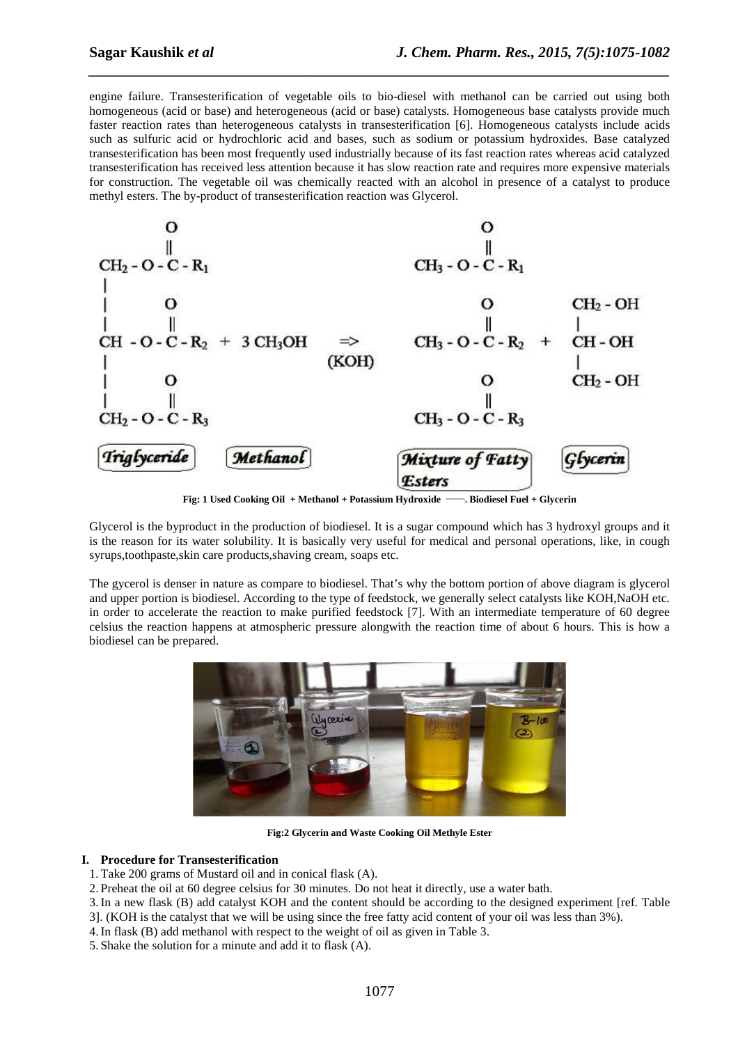engine failure. Transesterification of vegetable oils to bio-diesel with methanol can be carried out using both homogeneous (acid or base) and heterogeneous (acid or base) catalysts. Homogeneous base catalysts provide much faster reaction rates than heterogeneous catalysts in transesterification [6]. Homogeneous catalysts include acids such as sulfuric acid or hydrochloric acid and bases, such as sodium or potassium hydroxides. Base catalyzed transesterification has been most frequently used industrially because of its fast reaction rates whereas acid catalyzed transesterification has received less attention because it has slow reaction rate and requires more expensive materials for construction. The vegetable oil was chemically reacted with an alcohol in presence of a catalyst to produce methyl esters. The by-product of transesterification reaction was Glycerol.

$$
\begin{array}{l}
CH_2-O-\overset{O}{\overset{\|}{C}}-R_1 \\
CH-O-\overset{O}{\overset{\|}{C}}-R_2 \\
CH_2-O-\overset{O}{\overset{\|}{C}}-R_3
\end{array}
\; + \; 3\,CH_3OH \;\underset{(KOH)}{\Rightarrow}\;
\begin{array}{l}
CH_3-O-\overset{O}{\overset{\|}{C}}-R_1 \\
CH_3-O-\overset{O}{\overset{\|}{C}}-R_2 \\
CH_3-O-\overset{O}{\overset{\|}{C}}-R_3
\end{array}
\; + \;
\begin{array}{l}
CH_2-OH \\
CH-OH \\
CH_2-OH
\end{array}
$$

Triglyceride    Methanol    Mixture of Fatty Esters    Glycerin

**Fig: 1 Used Cooking Oil + Methanol + Potassium Hydroxide ⟶ Biodiesel Fuel + Glycerin**

Glycerol is the byproduct in the production of biodiesel. It is a sugar compound which has 3 hydroxyl groups and it is the reason for its water solubility. It is basically very useful for medical and personal operations, like, in cough syrups,toothpaste,skin care products,shaving cream, soaps etc.

The gycerol is denser in nature as compare to biodiesel. That's why the bottom portion of above diagram is glycerol and upper portion is biodiesel. According to the type of feedstock, we generally select catalysts like KOH,NaOH etc. in order to accelerate the reaction to make purified feedstock [7]. With an intermediate temperature of 60 degree celsius the reaction happens at atmospheric pressure alongwith the reaction time of about 6 hours. This is how a biodiesel can be prepared.

**Fig:2 Glycerin and Waste Cooking Oil Methyle Ester**

## I. Procedure for Transesterification

1. Take 200 grams of Mustard oil and in conical flask (A).
2. Preheat the oil at 60 degree celsius for 30 minutes. Do not heat it directly, use a water bath.
3. In a new flask (B) add catalyst KOH and the content should be according to the designed experiment [ref. Table 3]. (KOH is the catalyst that we will be using since the free fatty acid content of your oil was less than 3%).
4. In flask (B) add methanol with respect to the weight of oil as given in Table 3.
5. Shake the solution for a minute and add it to flask (A).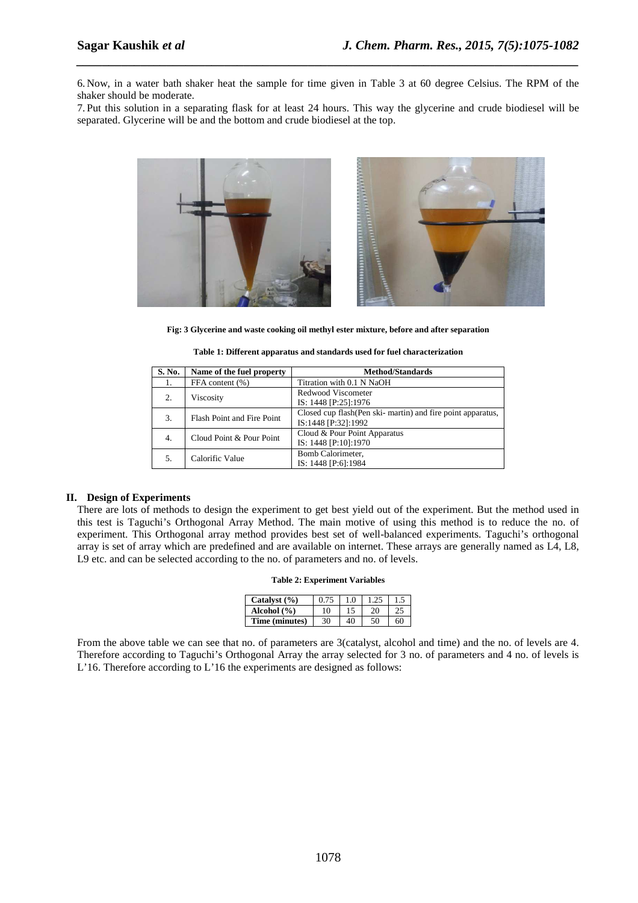6. Now, in a water bath shaker heat the sample for time given in Table 3 at 60 degree Celsius. The RPM of the shaker should be moderate.
7. Put this solution in a separating flask for at least 24 hours. This way the glycerine and crude biodiesel will be separated. Glycerine will be and the bottom and crude biodiesel at the top.

**Fig: 3 Glycerine and waste cooking oil methyl ester mixture, before and after separation**

**Table 1: Different apparatus and standards used for fuel characterization**

| S. No. | Name of the fuel property | Method/Standards |
|---|---|---|
| 1. | FFA content (%) | Titration with 0.1 N NaOH |
| 2. | Viscosity | Redwood Viscometer<br>IS: 1448 [P:25]:1976 |
| 3. | Flash Point and Fire Point | Closed cup flash(Pen ski- martin) and fire point apparatus,<br>IS:1448 [P:32]:1992 |
| 4. | Cloud Point & Pour Point | Cloud & Pour Point Apparatus<br>IS: 1448 [P:10]:1970 |
| 5. | Calorific Value | Bomb Calorimeter,<br>IS: 1448 [P:6]:1984 |

## II. Design of Experiments

There are lots of methods to design the experiment to get best yield out of the experiment. But the method used in this test is Taguchi's Orthogonal Array Method. The main motive of using this method is to reduce the no. of experiment. This Orthogonal array method provides best set of well-balanced experiments. Taguchi's orthogonal array is set of array which are predefined and are available on internet. These arrays are generally named as L4, L8, L9 etc. and can be selected according to the no. of parameters and no. of levels.

**Table 2: Experiment Variables**

| **Catalyst (%)** | 0.75 | 1.0 | 1.25 | 1.5 |
|---|---|---|---|---|
| **Alcohol (%)** | 10 | 15 | 20 | 25 |
| **Time (minutes)** | 30 | 40 | 50 | 60 |

From the above table we can see that no. of parameters are 3(catalyst, alcohol and time) and the no. of levels are 4. Therefore according to Taguchi's Orthogonal Array the array selected for 3 no. of parameters and 4 no. of levels is L'16. Therefore according to L'16 the experiments are designed as follows: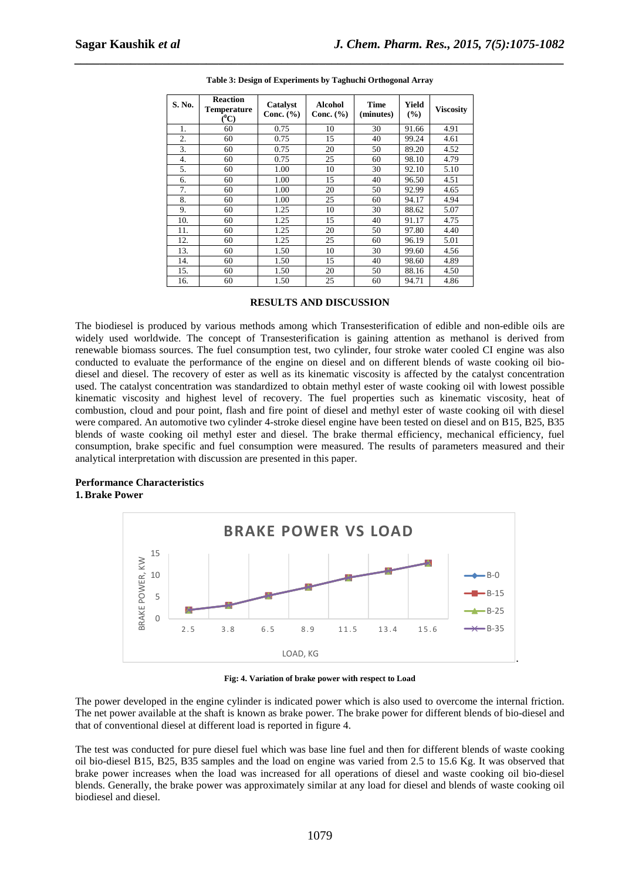**Table 3: Design of Experiments by Taghuchi Orthogonal Array**

| S. No. | Reaction Temperature ($^0$C) | Catalyst Conc. (%) | Alcohol Conc. (%) | Time (minutes) | Yield (%) | Viscosity |
|---|---|---|---|---|---|---|
| 1. | 60 | 0.75 | 10 | 30 | 91.66 | 4.91 |
| 2. | 60 | 0.75 | 15 | 40 | 99.24 | 4.61 |
| 3. | 60 | 0.75 | 20 | 50 | 89.20 | 4.52 |
| 4. | 60 | 0.75 | 25 | 60 | 98.10 | 4.79 |
| 5. | 60 | 1.00 | 10 | 30 | 92.10 | 5.10 |
| 6. | 60 | 1.00 | 15 | 40 | 96.50 | 4.51 |
| 7. | 60 | 1.00 | 20 | 50 | 92.99 | 4.65 |
| 8. | 60 | 1.00 | 25 | 60 | 94.17 | 4.94 |
| 9. | 60 | 1.25 | 10 | 30 | 88.62 | 5.07 |
| 10. | 60 | 1.25 | 15 | 40 | 91.17 | 4.75 |
| 11. | 60 | 1.25 | 20 | 50 | 97.80 | 4.40 |
| 12. | 60 | 1.25 | 25 | 60 | 96.19 | 5.01 |
| 13. | 60 | 1.50 | 10 | 30 | 99.60 | 4.56 |
| 14. | 60 | 1.50 | 15 | 40 | 98.60 | 4.89 |
| 15. | 60 | 1.50 | 20 | 50 | 88.16 | 4.50 |
| 16. | 60 | 1.50 | 25 | 60 | 94.71 | 4.86 |

## RESULTS AND DISCUSSION

The biodiesel is produced by various methods among which Transesterification of edible and non-edible oils are widely used worldwide. The concept of Transesterification is gaining attention as methanol is derived from renewable biomass sources. The fuel consumption test, two cylinder, four stroke water cooled CI engine was also conducted to evaluate the performance of the engine on diesel and on different blends of waste cooking oil bio-diesel and diesel. The recovery of ester as well as its kinematic viscosity is affected by the catalyst concentration used. The catalyst concentration was standardized to obtain methyl ester of waste cooking oil with lowest possible kinematic viscosity and highest level of recovery. The fuel properties such as kinematic viscosity, heat of combustion, cloud and pour point, flash and fire point of diesel and methyl ester of waste cooking oil with diesel were compared. An automotive two cylinder 4-stroke diesel engine have been tested on diesel and on B15, B25, B35 blends of waste cooking oil methyl ester and diesel. The brake thermal efficiency, mechanical efficiency, fuel consumption, brake specific and fuel consumption were measured. The results of parameters measured and their analytical interpretation with discussion are presented in this paper.

### Performance Characteristics

**1. Brake Power**

**Fig: 4. Variation of brake power with respect to Load**

The power developed in the engine cylinder is indicated power which is also used to overcome the internal friction. The net power available at the shaft is known as brake power. The brake power for different blends of bio-diesel and that of conventional diesel at different load is reported in figure 4.

The test was conducted for pure diesel fuel which was base line fuel and then for different blends of waste cooking oil bio-diesel B15, B25, B35 samples and the load on engine was varied from 2.5 to 15.6 Kg. It was observed that brake power increases when the load was increased for all operations of diesel and waste cooking oil bio-diesel blends. Generally, the brake power was approximately similar at any load for diesel and blends of waste cooking oil biodiesel and diesel.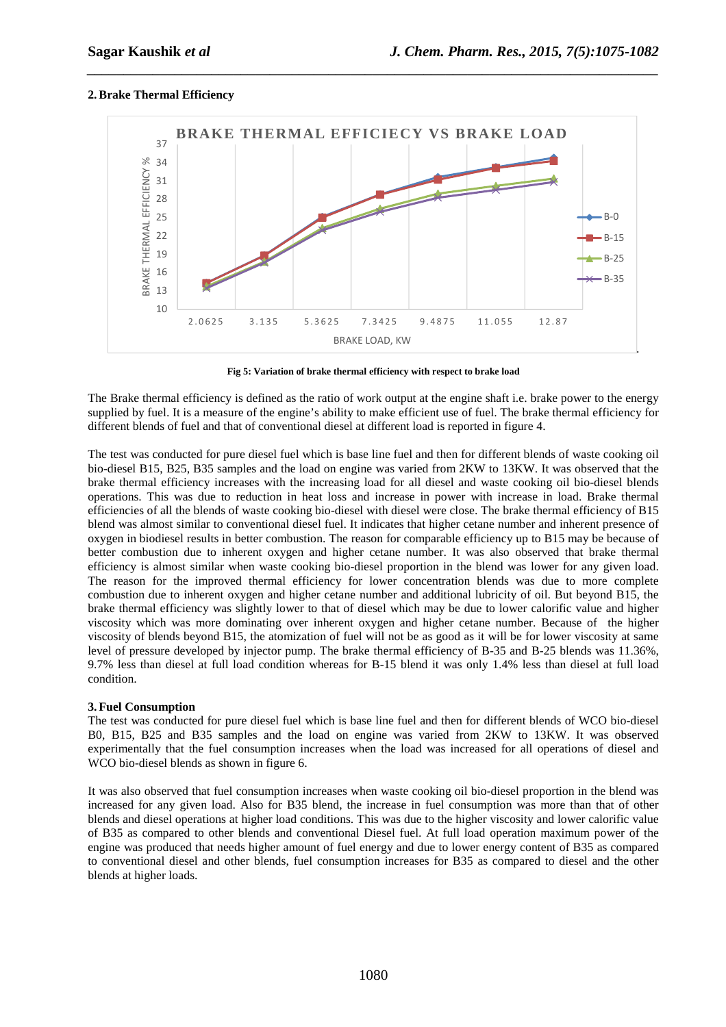## 2. Brake Thermal Efficiency

Fig 5: Variation of brake thermal efficiency with respect to brake load

The Brake thermal efficiency is defined as the ratio of work output at the engine shaft i.e. brake power to the energy supplied by fuel. It is a measure of the engine's ability to make efficient use of fuel. The brake thermal efficiency for different blends of fuel and that of conventional diesel at different load is reported in figure 4.

The test was conducted for pure diesel fuel which is base line fuel and then for different blends of waste cooking oil bio-diesel B15, B25, B35 samples and the load on engine was varied from 2KW to 13KW. It was observed that the brake thermal efficiency increases with the increasing load for all diesel and waste cooking oil bio-diesel blends operations. This was due to reduction in heat loss and increase in power with increase in load. Brake thermal efficiencies of all the blends of waste cooking bio-diesel with diesel were close. The brake thermal efficiency of B15 blend was almost similar to conventional diesel fuel. It indicates that higher cetane number and inherent presence of oxygen in biodiesel results in better combustion. The reason for comparable efficiency up to B15 may be because of better combustion due to inherent oxygen and higher cetane number. It was also observed that brake thermal efficiency is almost similar when waste cooking bio-diesel proportion in the blend was lower for any given load. The reason for the improved thermal efficiency for lower concentration blends was due to more complete combustion due to inherent oxygen and higher cetane number and additional lubricity of oil. But beyond B15, the brake thermal efficiency was slightly lower to that of diesel which may be due to lower calorific value and higher viscosity which was more dominating over inherent oxygen and higher cetane number. Because of the higher viscosity of blends beyond B15, the atomization of fuel will not be as good as it will be for lower viscosity at same level of pressure developed by injector pump. The brake thermal efficiency of B-35 and B-25 blends was 11.36%, 9.7% less than diesel at full load condition whereas for B-15 blend it was only 1.4% less than diesel at full load condition.

## 3. Fuel Consumption

The test was conducted for pure diesel fuel which is base line fuel and then for different blends of WCO bio-diesel B0, B15, B25 and B35 samples and the load on engine was varied from 2KW to 13KW. It was observed experimentally that the fuel consumption increases when the load was increased for all operations of diesel and WCO bio-diesel blends as shown in figure 6.

It was also observed that fuel consumption increases when waste cooking oil bio-diesel proportion in the blend was increased for any given load. Also for B35 blend, the increase in fuel consumption was more than that of other blends and diesel operations at higher load conditions. This was due to the higher viscosity and lower calorific value of B35 as compared to other blends and conventional Diesel fuel. At full load operation maximum power of the engine was produced that needs higher amount of fuel energy and due to lower energy content of B35 as compared to conventional diesel and other blends, fuel consumption increases for B35 as compared to diesel and the other blends at higher loads.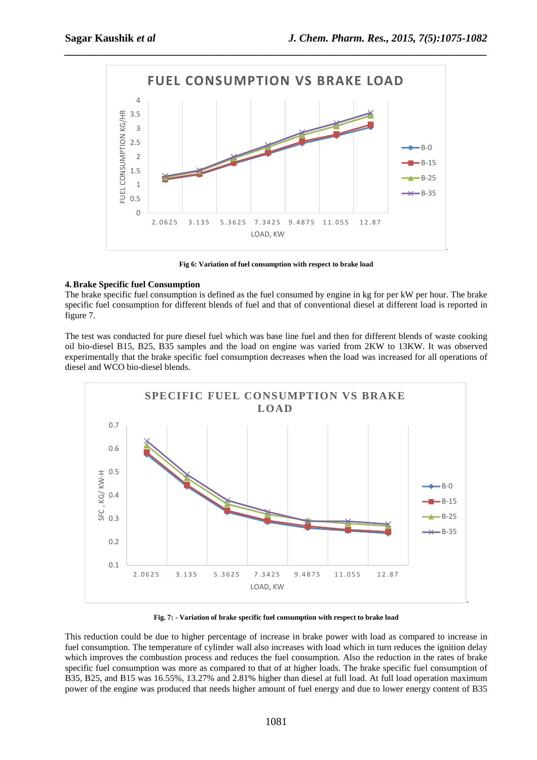Fig 6: Variation of fuel consumption with respect to brake load

### 4. Brake Specific fuel Consumption

The brake specific fuel consumption is defined as the fuel consumed by engine in kg for per kW per hour. The brake specific fuel consumption for different blends of fuel and that of conventional diesel at different load is reported in figure 7.

The test was conducted for pure diesel fuel which was base line fuel and then for different blends of waste cooking oil bio-diesel B15, B25, B35 samples and the load on engine was varied from 2KW to 13KW. It was observed experimentally that the brake specific fuel consumption decreases when the load was increased for all operations of diesel and WCO bio-diesel blends.

Fig. 7: - Variation of brake specific fuel consumption with respect to brake load

This reduction could be due to higher percentage of increase in brake power with load as compared to increase in fuel consumption. The temperature of cylinder wall also increases with load which in turn reduces the ignition delay which improves the combustion process and reduces the fuel consumption. Also the reduction in the rates of brake specific fuel consumption was more as compared to that of at higher loads. The brake specific fuel consumption of B35, B25, and B15 was 16.55%, 13.27% and 2.81% higher than diesel at full load. At full load operation maximum power of the engine was produced that needs higher amount of fuel energy and due to lower energy content of B35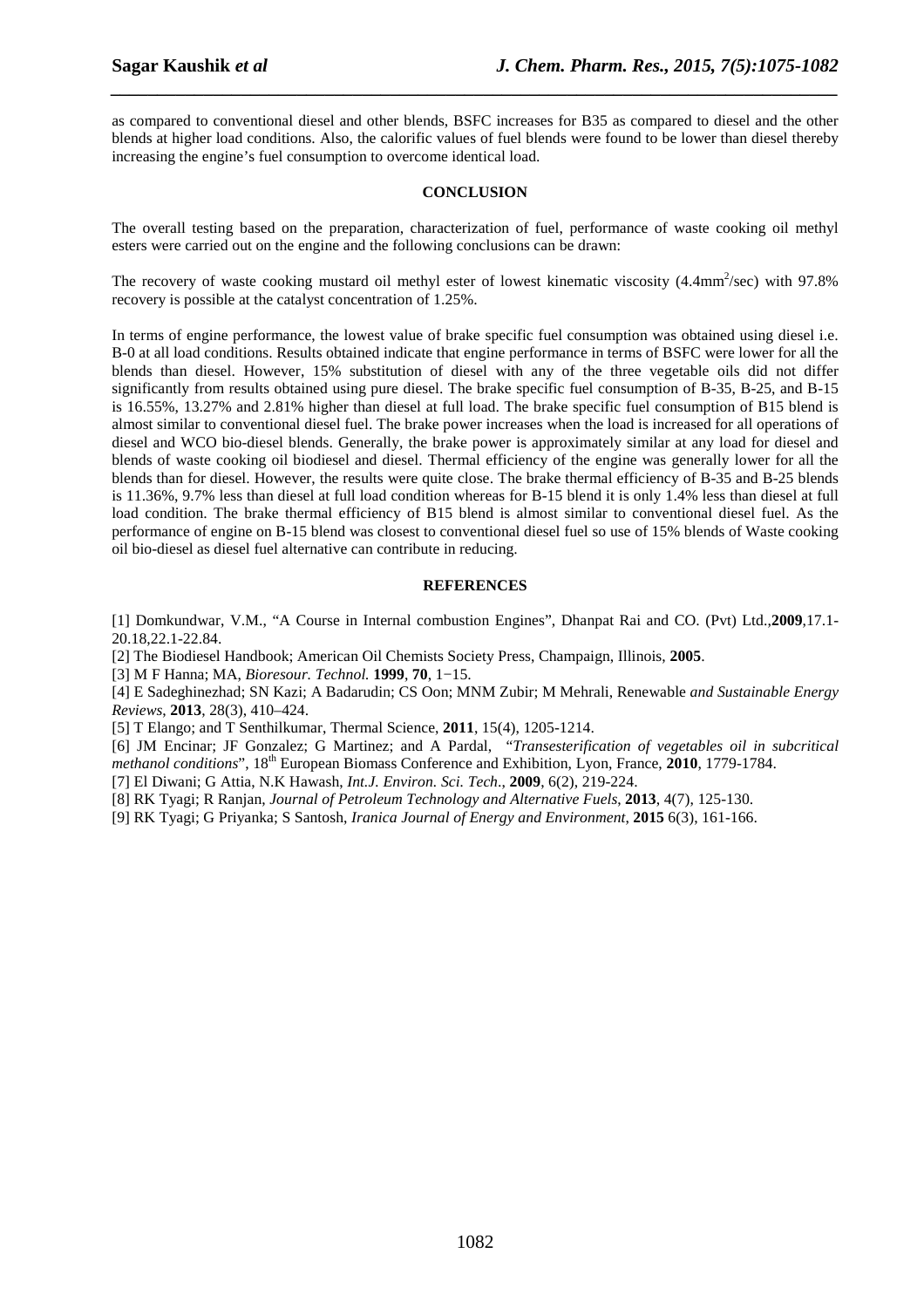as compared to conventional diesel and other blends, BSFC increases for B35 as compared to diesel and the other blends at higher load conditions. Also, the calorific values of fuel blends were found to be lower than diesel thereby increasing the engine's fuel consumption to overcome identical load.

## CONCLUSION

The overall testing based on the preparation, characterization of fuel, performance of waste cooking oil methyl esters were carried out on the engine and the following conclusions can be drawn:

The recovery of waste cooking mustard oil methyl ester of lowest kinematic viscosity ($4.4mm^2/sec$) with 97.8% recovery is possible at the catalyst concentration of 1.25%.

In terms of engine performance, the lowest value of brake specific fuel consumption was obtained using diesel i.e. B-0 at all load conditions. Results obtained indicate that engine performance in terms of BSFC were lower for all the blends than diesel. However, 15% substitution of diesel with any of the three vegetable oils did not differ significantly from results obtained using pure diesel. The brake specific fuel consumption of B-35, B-25, and B-15 is 16.55%, 13.27% and 2.81% higher than diesel at full load. The brake specific fuel consumption of B15 blend is almost similar to conventional diesel fuel. The brake power increases when the load is increased for all operations of diesel and WCO bio-diesel blends. Generally, the brake power is approximately similar at any load for diesel and blends of waste cooking oil biodiesel and diesel. Thermal efficiency of the engine was generally lower for all the blends than for diesel. However, the results were quite close. The brake thermal efficiency of B-35 and B-25 blends is 11.36%, 9.7% less than diesel at full load condition whereas for B-15 blend it is only 1.4% less than diesel at full load condition. The brake thermal efficiency of B15 blend is almost similar to conventional diesel fuel. As the performance of engine on B-15 blend was closest to conventional diesel fuel so use of 15% blends of Waste cooking oil bio-diesel as diesel fuel alternative can contribute in reducing.

## REFERENCES

[1] Domkundwar, V.M., "A Course in Internal combustion Engines", Dhanpat Rai and CO. (Pvt) Ltd.,**2009**,17.1-20.18,22.1-22.84.

[2] The Biodiesel Handbook; American Oil Chemists Society Press, Champaign, Illinois, **2005**.

[3] M F Hanna; MA, *Bioresour. Technol.* **1999**, **70**, 1−15.

[4] E Sadeghinezhad; SN Kazi; A Badarudin; CS Oon; MNM Zubir; M Mehrali, Renewable *and Sustainable Energy Reviews*, **2013**, 28(3), 410–424.

[5] T Elango; and T Senthilkumar, Thermal Science, **2011**, 15(4), 1205-1214.

[6] JM Encinar; JF Gonzalez; G Martinez; and A Pardal, "*Transesterification of vegetables oil in subcritical methanol conditions*", 18th European Biomass Conference and Exhibition, Lyon, France, **2010**, 1779-1784.

[7] El Diwani; G Attia, N.K Hawash, *Int.J. Environ. Sci. Tech*., **2009**, 6(2), 219-224.

[8] RK Tyagi; R Ranjan, *Journal of Petroleum Technology and Alternative Fuels*, **2013**, 4(7), 125-130.

[9] RK Tyagi; G Priyanka; S Santosh, *Iranica Journal of Energy and Environment*, **2015** 6(3), 161-166.